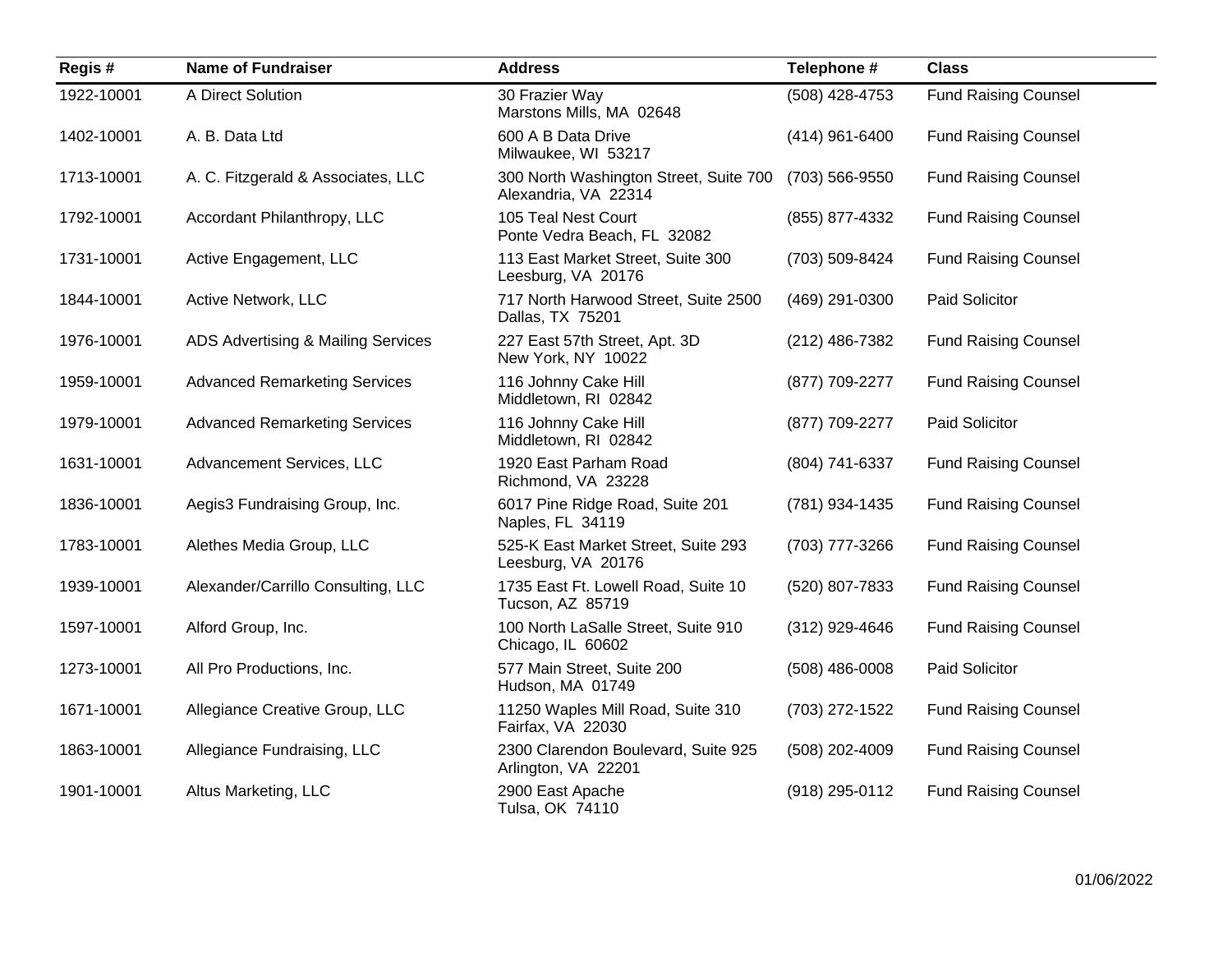| Regis # | Name of Fundraiser | Address | Telephone # | Class |
|---|---|---|---|---|
| 1922-10001 | A Direct Solution | 30 Frazier Way<br>Marstons Mills, MA 02648 | (508) 428-4753 | Fund Raising Counsel |
| 1402-10001 | A. B. Data Ltd | 600 A B Data Drive<br>Milwaukee, WI 53217 | (414) 961-6400 | Fund Raising Counsel |
| 1713-10001 | A. C. Fitzgerald & Associates, LLC | 300 North Washington Street, Suite 700<br>Alexandria, VA 22314 | (703) 566-9550 | Fund Raising Counsel |
| 1792-10001 | Accordant Philanthropy, LLC | 105 Teal Nest Court<br>Ponte Vedra Beach, FL 32082 | (855) 877-4332 | Fund Raising Counsel |
| 1731-10001 | Active Engagement, LLC | 113 East Market Street, Suite 300<br>Leesburg, VA 20176 | (703) 509-8424 | Fund Raising Counsel |
| 1844-10001 | Active Network, LLC | 717 North Harwood Street, Suite 2500<br>Dallas, TX 75201 | (469) 291-0300 | Paid Solicitor |
| 1976-10001 | ADS Advertising & Mailing Services | 227 East 57th Street, Apt. 3D<br>New York, NY 10022 | (212) 486-7382 | Fund Raising Counsel |
| 1959-10001 | Advanced Remarketing Services | 116 Johnny Cake Hill<br>Middletown, RI 02842 | (877) 709-2277 | Fund Raising Counsel |
| 1979-10001 | Advanced Remarketing Services | 116 Johnny Cake Hill<br>Middletown, RI 02842 | (877) 709-2277 | Paid Solicitor |
| 1631-10001 | Advancement Services, LLC | 1920 East Parham Road<br>Richmond, VA 23228 | (804) 741-6337 | Fund Raising Counsel |
| 1836-10001 | Aegis3 Fundraising Group, Inc. | 6017 Pine Ridge Road, Suite 201<br>Naples, FL 34119 | (781) 934-1435 | Fund Raising Counsel |
| 1783-10001 | Alethes Media Group, LLC | 525-K East Market Street, Suite 293<br>Leesburg, VA 20176 | (703) 777-3266 | Fund Raising Counsel |
| 1939-10001 | Alexander/Carrillo Consulting, LLC | 1735 East Ft. Lowell Road, Suite 10<br>Tucson, AZ 85719 | (520) 807-7833 | Fund Raising Counsel |
| 1597-10001 | Alford Group, Inc. | 100 North LaSalle Street, Suite 910<br>Chicago, IL 60602 | (312) 929-4646 | Fund Raising Counsel |
| 1273-10001 | All Pro Productions, Inc. | 577 Main Street, Suite 200<br>Hudson, MA 01749 | (508) 486-0008 | Paid Solicitor |
| 1671-10001 | Allegiance Creative Group, LLC | 11250 Waples Mill Road, Suite 310<br>Fairfax, VA 22030 | (703) 272-1522 | Fund Raising Counsel |
| 1863-10001 | Allegiance Fundraising, LLC | 2300 Clarendon Boulevard, Suite 925<br>Arlington, VA 22201 | (508) 202-4009 | Fund Raising Counsel |
| 1901-10001 | Altus Marketing, LLC | 2900 East Apache<br>Tulsa, OK 74110 | (918) 295-0112 | Fund Raising Counsel |

01/06/2022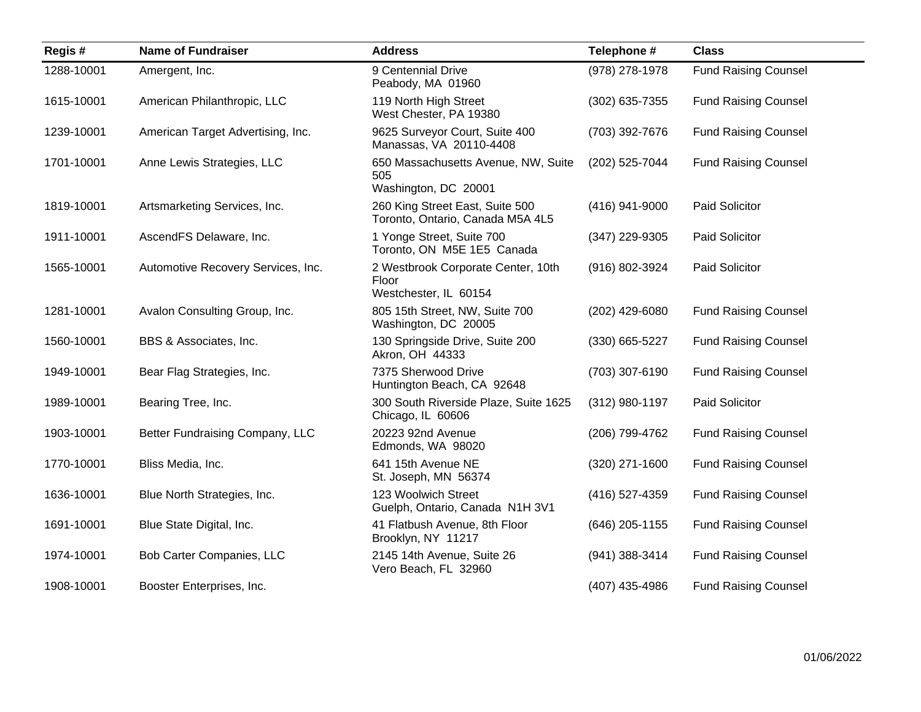| Regis # | Name of Fundraiser | Address | Telephone # | Class |
|---|---|---|---|---|
| 1288-10001 | Amergent, Inc. | 9 Centennial Drive<br>Peabody, MA 01960 | (978) 278-1978 | Fund Raising Counsel |
| 1615-10001 | American Philanthropic, LLC | 119 North High Street<br>West Chester, PA 19380 | (302) 635-7355 | Fund Raising Counsel |
| 1239-10001 | American Target Advertising, Inc. | 9625 Surveyor Court, Suite 400<br>Manassas, VA 20110-4408 | (703) 392-7676 | Fund Raising Counsel |
| 1701-10001 | Anne Lewis Strategies, LLC | 650 Massachusetts Avenue, NW, Suite 505<br>Washington, DC 20001 | (202) 525-7044 | Fund Raising Counsel |
| 1819-10001 | Artsmarketing Services, Inc. | 260 King Street East, Suite 500<br>Toronto, Ontario, Canada M5A 4L5 | (416) 941-9000 | Paid Solicitor |
| 1911-10001 | AscendFS Delaware, Inc. | 1 Yonge Street, Suite 700<br>Toronto, ON M5E 1E5 Canada | (347) 229-9305 | Paid Solicitor |
| 1565-10001 | Automotive Recovery Services, Inc. | 2 Westbrook Corporate Center, 10th Floor<br>Westchester, IL 60154 | (916) 802-3924 | Paid Solicitor |
| 1281-10001 | Avalon Consulting Group, Inc. | 805 15th Street, NW, Suite 700<br>Washington, DC 20005 | (202) 429-6080 | Fund Raising Counsel |
| 1560-10001 | BBS & Associates, Inc. | 130 Springside Drive, Suite 200<br>Akron, OH 44333 | (330) 665-5227 | Fund Raising Counsel |
| 1949-10001 | Bear Flag Strategies, Inc. | 7375 Sherwood Drive<br>Huntington Beach, CA 92648 | (703) 307-6190 | Fund Raising Counsel |
| 1989-10001 | Bearing Tree, Inc. | 300 South Riverside Plaze, Suite 1625<br>Chicago, IL 60606 | (312) 980-1197 | Paid Solicitor |
| 1903-10001 | Better Fundraising Company, LLC | 20223 92nd Avenue<br>Edmonds, WA 98020 | (206) 799-4762 | Fund Raising Counsel |
| 1770-10001 | Bliss Media, Inc. | 641 15th Avenue NE<br>St. Joseph, MN 56374 | (320) 271-1600 | Fund Raising Counsel |
| 1636-10001 | Blue North Strategies, Inc. | 123 Woolwich Street<br>Guelph, Ontario, Canada N1H 3V1 | (416) 527-4359 | Fund Raising Counsel |
| 1691-10001 | Blue State Digital, Inc. | 41 Flatbush Avenue, 8th Floor<br>Brooklyn, NY 11217 | (646) 205-1155 | Fund Raising Counsel |
| 1974-10001 | Bob Carter Companies, LLC | 2145 14th Avenue, Suite 26<br>Vero Beach, FL 32960 | (941) 388-3414 | Fund Raising Counsel |
| 1908-10001 | Booster Enterprises, Inc. | | (407) 435-4986 | Fund Raising Counsel |

01/06/2022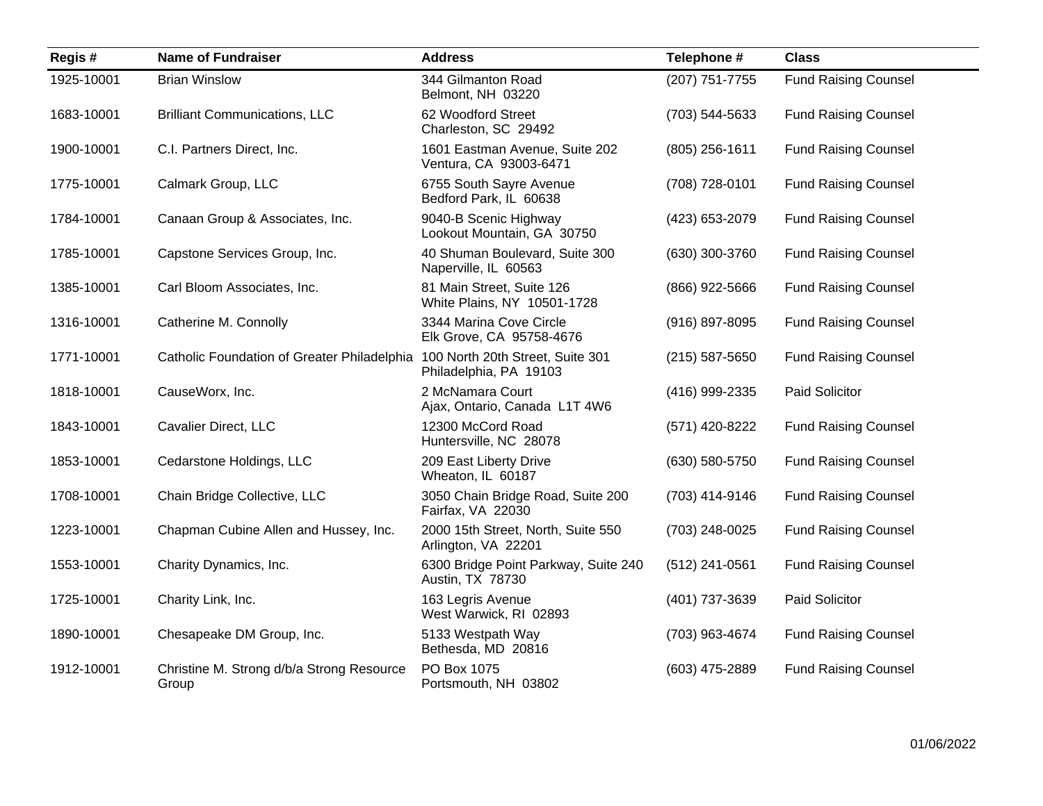| Regis # | Name of Fundraiser | Address | Telephone # | Class |
|---|---|---|---|---|
| 1925-10001 | Brian Winslow | 344 Gilmanton Road<br>Belmont, NH 03220 | (207) 751-7755 | Fund Raising Counsel |
| 1683-10001 | Brilliant Communications, LLC | 62 Woodford Street<br>Charleston, SC 29492 | (703) 544-5633 | Fund Raising Counsel |
| 1900-10001 | C.I. Partners Direct, Inc. | 1601 Eastman Avenue, Suite 202<br>Ventura, CA 93003-6471 | (805) 256-1611 | Fund Raising Counsel |
| 1775-10001 | Calmark Group, LLC | 6755 South Sayre Avenue<br>Bedford Park, IL 60638 | (708) 728-0101 | Fund Raising Counsel |
| 1784-10001 | Canaan Group & Associates, Inc. | 9040-B Scenic Highway<br>Lookout Mountain, GA 30750 | (423) 653-2079 | Fund Raising Counsel |
| 1785-10001 | Capstone Services Group, Inc. | 40 Shuman Boulevard, Suite 300<br>Naperville, IL 60563 | (630) 300-3760 | Fund Raising Counsel |
| 1385-10001 | Carl Bloom Associates, Inc. | 81 Main Street, Suite 126<br>White Plains, NY 10501-1728 | (866) 922-5666 | Fund Raising Counsel |
| 1316-10001 | Catherine M. Connolly | 3344 Marina Cove Circle<br>Elk Grove, CA 95758-4676 | (916) 897-8095 | Fund Raising Counsel |
| 1771-10001 | Catholic Foundation of Greater Philadelphia | 100 North 20th Street, Suite 301<br>Philadelphia, PA 19103 | (215) 587-5650 | Fund Raising Counsel |
| 1818-10001 | CauseWorx, Inc. | 2 McNamara Court<br>Ajax, Ontario, Canada L1T 4W6 | (416) 999-2335 | Paid Solicitor |
| 1843-10001 | Cavalier Direct, LLC | 12300 McCord Road<br>Huntersville, NC 28078 | (571) 420-8222 | Fund Raising Counsel |
| 1853-10001 | Cedarstone Holdings, LLC | 209 East Liberty Drive<br>Wheaton, IL 60187 | (630) 580-5750 | Fund Raising Counsel |
| 1708-10001 | Chain Bridge Collective, LLC | 3050 Chain Bridge Road, Suite 200<br>Fairfax, VA 22030 | (703) 414-9146 | Fund Raising Counsel |
| 1223-10001 | Chapman Cubine Allen and Hussey, Inc. | 2000 15th Street, North, Suite 550<br>Arlington, VA 22201 | (703) 248-0025 | Fund Raising Counsel |
| 1553-10001 | Charity Dynamics, Inc. | 6300 Bridge Point Parkway, Suite 240<br>Austin, TX 78730 | (512) 241-0561 | Fund Raising Counsel |
| 1725-10001 | Charity Link, Inc. | 163 Legris Avenue<br>West Warwick, RI 02893 | (401) 737-3639 | Paid Solicitor |
| 1890-10001 | Chesapeake DM Group, Inc. | 5133 Westpath Way<br>Bethesda, MD 20816 | (703) 963-4674 | Fund Raising Counsel |
| 1912-10001 | Christine M. Strong d/b/a Strong Resource Group | PO Box 1075<br>Portsmouth, NH 03802 | (603) 475-2889 | Fund Raising Counsel |

01/06/2022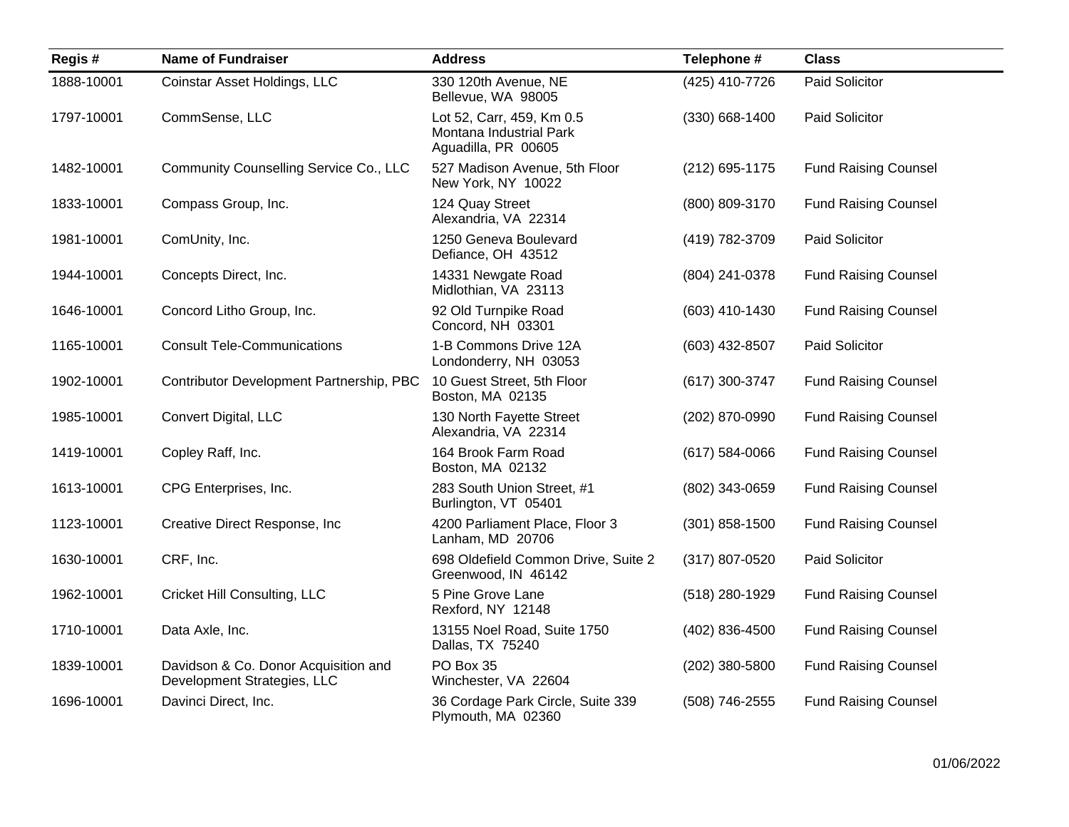| Regis # | Name of Fundraiser | Address | Telephone # | Class |
|---|---|---|---|---|
| 1888-10001 | Coinstar Asset Holdings, LLC | 330 120th Avenue, NE<br>Bellevue, WA 98005 | (425) 410-7726 | Paid Solicitor |
| 1797-10001 | CommSense, LLC | Lot 52, Carr, 459, Km 0.5<br>Montana Industrial Park<br>Aguadilla, PR 00605 | (330) 668-1400 | Paid Solicitor |
| 1482-10001 | Community Counselling Service Co., LLC | 527 Madison Avenue, 5th Floor<br>New York, NY 10022 | (212) 695-1175 | Fund Raising Counsel |
| 1833-10001 | Compass Group, Inc. | 124 Quay Street<br>Alexandria, VA 22314 | (800) 809-3170 | Fund Raising Counsel |
| 1981-10001 | ComUnity, Inc. | 1250 Geneva Boulevard<br>Defiance, OH 43512 | (419) 782-3709 | Paid Solicitor |
| 1944-10001 | Concepts Direct, Inc. | 14331 Newgate Road<br>Midlothian, VA 23113 | (804) 241-0378 | Fund Raising Counsel |
| 1646-10001 | Concord Litho Group, Inc. | 92 Old Turnpike Road<br>Concord, NH 03301 | (603) 410-1430 | Fund Raising Counsel |
| 1165-10001 | Consult Tele-Communications | 1-B Commons Drive 12A<br>Londonderry, NH 03053 | (603) 432-8507 | Paid Solicitor |
| 1902-10001 | Contributor Development Partnership, PBC | 10 Guest Street, 5th Floor<br>Boston, MA 02135 | (617) 300-3747 | Fund Raising Counsel |
| 1985-10001 | Convert Digital, LLC | 130 North Fayette Street<br>Alexandria, VA 22314 | (202) 870-0990 | Fund Raising Counsel |
| 1419-10001 | Copley Raff, Inc. | 164 Brook Farm Road<br>Boston, MA 02132 | (617) 584-0066 | Fund Raising Counsel |
| 1613-10001 | CPG Enterprises, Inc. | 283 South Union Street, #1<br>Burlington, VT 05401 | (802) 343-0659 | Fund Raising Counsel |
| 1123-10001 | Creative Direct Response, Inc | 4200 Parliament Place, Floor 3<br>Lanham, MD 20706 | (301) 858-1500 | Fund Raising Counsel |
| 1630-10001 | CRF, Inc. | 698 Oldefield Common Drive, Suite 2<br>Greenwood, IN 46142 | (317) 807-0520 | Paid Solicitor |
| 1962-10001 | Cricket Hill Consulting, LLC | 5 Pine Grove Lane<br>Rexford, NY 12148 | (518) 280-1929 | Fund Raising Counsel |
| 1710-10001 | Data Axle, Inc. | 13155 Noel Road, Suite 1750<br>Dallas, TX 75240 | (402) 836-4500 | Fund Raising Counsel |
| 1839-10001 | Davidson & Co. Donor Acquisition and Development Strategies, LLC | PO Box 35<br>Winchester, VA 22604 | (202) 380-5800 | Fund Raising Counsel |
| 1696-10001 | Davinci Direct, Inc. | 36 Cordage Park Circle, Suite 339<br>Plymouth, MA 02360 | (508) 746-2555 | Fund Raising Counsel |

01/06/2022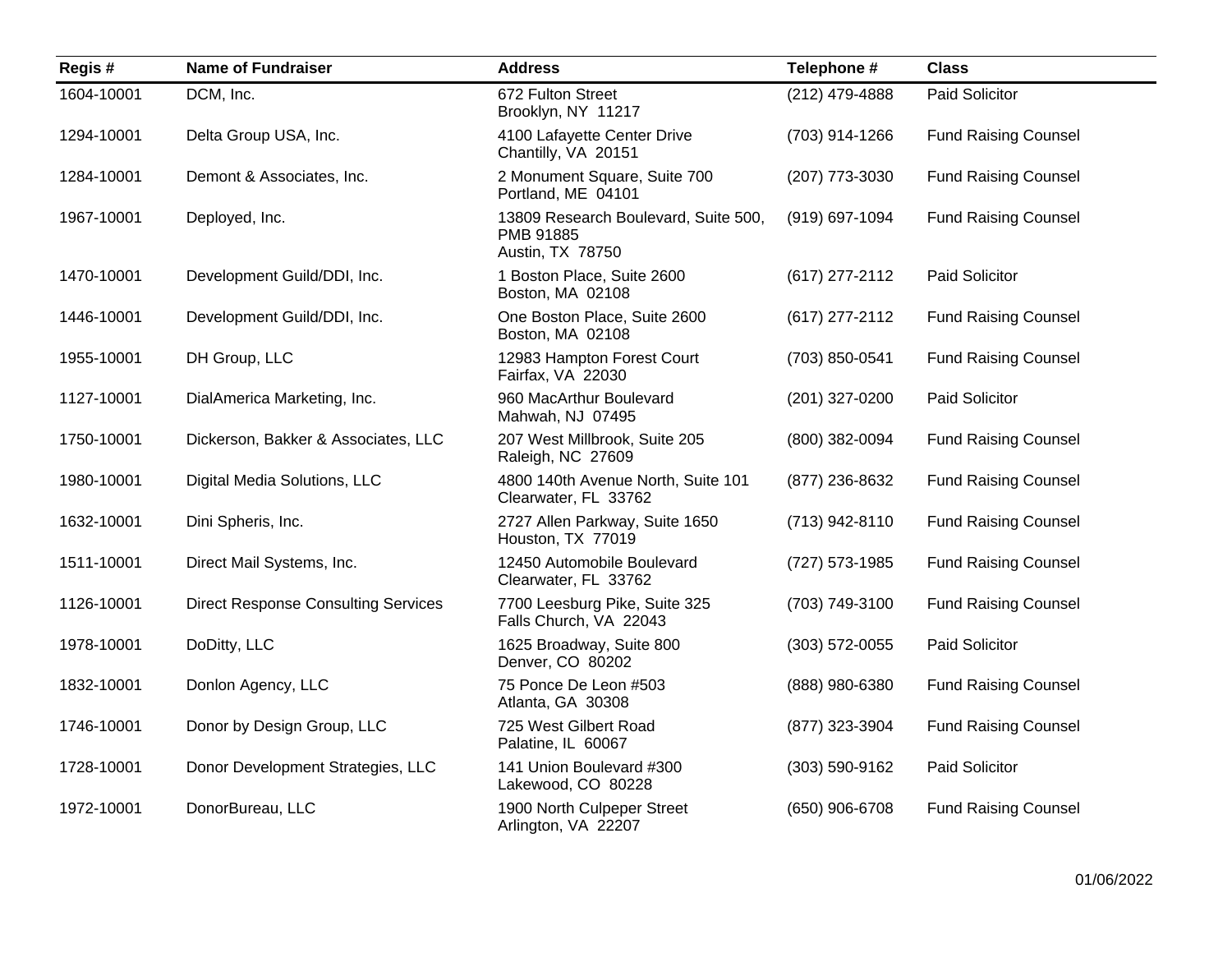| Regis # | Name of Fundraiser | Address | Telephone # | Class |
| --- | --- | --- | --- | --- |
| 1604-10001 | DCM, Inc. | 672 Fulton Street<br>Brooklyn, NY 11217 | (212) 479-4888 | Paid Solicitor |
| 1294-10001 | Delta Group USA, Inc. | 4100 Lafayette Center Drive<br>Chantilly, VA 20151 | (703) 914-1266 | Fund Raising Counsel |
| 1284-10001 | Demont & Associates, Inc. | 2 Monument Square, Suite 700<br>Portland, ME 04101 | (207) 773-3030 | Fund Raising Counsel |
| 1967-10001 | Deployed, Inc. | 13809 Research Boulevard, Suite 500, PMB 91885<br>Austin, TX 78750 | (919) 697-1094 | Fund Raising Counsel |
| 1470-10001 | Development Guild/DDI, Inc. | 1 Boston Place, Suite 2600<br>Boston, MA 02108 | (617) 277-2112 | Paid Solicitor |
| 1446-10001 | Development Guild/DDI, Inc. | One Boston Place, Suite 2600<br>Boston, MA 02108 | (617) 277-2112 | Fund Raising Counsel |
| 1955-10001 | DH Group, LLC | 12983 Hampton Forest Court<br>Fairfax, VA 22030 | (703) 850-0541 | Fund Raising Counsel |
| 1127-10001 | DialAmerica Marketing, Inc. | 960 MacArthur Boulevard<br>Mahwah, NJ 07495 | (201) 327-0200 | Paid Solicitor |
| 1750-10001 | Dickerson, Bakker & Associates, LLC | 207 West Millbrook, Suite 205<br>Raleigh, NC 27609 | (800) 382-0094 | Fund Raising Counsel |
| 1980-10001 | Digital Media Solutions, LLC | 4800 140th Avenue North, Suite 101<br>Clearwater, FL 33762 | (877) 236-8632 | Fund Raising Counsel |
| 1632-10001 | Dini Spheris, Inc. | 2727 Allen Parkway, Suite 1650<br>Houston, TX 77019 | (713) 942-8110 | Fund Raising Counsel |
| 1511-10001 | Direct Mail Systems, Inc. | 12450 Automobile Boulevard<br>Clearwater, FL 33762 | (727) 573-1985 | Fund Raising Counsel |
| 1126-10001 | Direct Response Consulting Services | 7700 Leesburg Pike, Suite 325<br>Falls Church, VA 22043 | (703) 749-3100 | Fund Raising Counsel |
| 1978-10001 | DoDitty, LLC | 1625 Broadway, Suite 800<br>Denver, CO 80202 | (303) 572-0055 | Paid Solicitor |
| 1832-10001 | Donlon Agency, LLC | 75 Ponce De Leon #503<br>Atlanta, GA 30308 | (888) 980-6380 | Fund Raising Counsel |
| 1746-10001 | Donor by Design Group, LLC | 725 West Gilbert Road<br>Palatine, IL 60067 | (877) 323-3904 | Fund Raising Counsel |
| 1728-10001 | Donor Development Strategies, LLC | 141 Union Boulevard #300<br>Lakewood, CO 80228 | (303) 590-9162 | Paid Solicitor |
| 1972-10001 | DonorBureau, LLC | 1900 North Culpeper Street<br>Arlington, VA 22207 | (650) 906-6708 | Fund Raising Counsel |

01/06/2022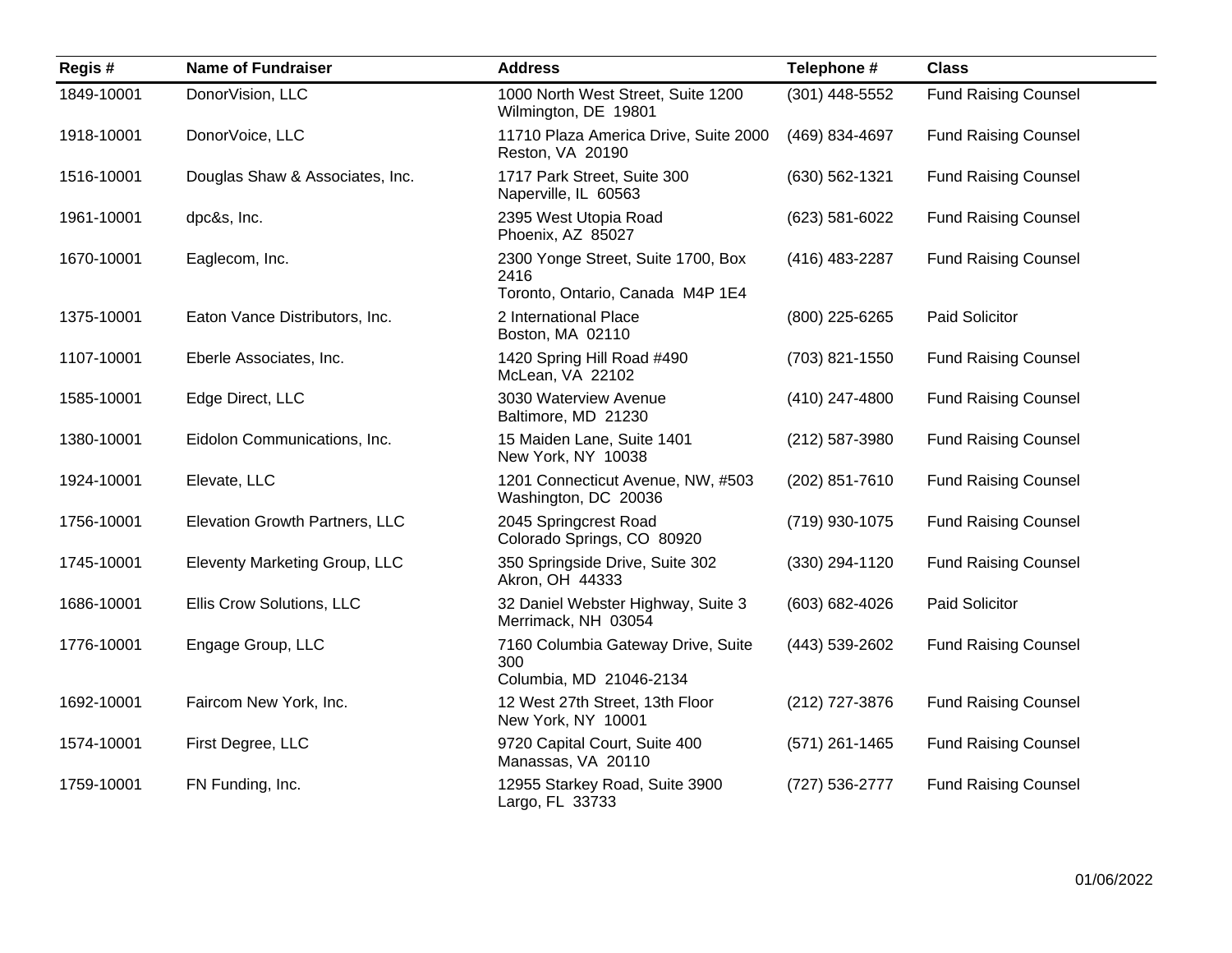| Regis # | Name of Fundraiser | Address | Telephone # | Class |
|---|---|---|---|---|
| 1849-10001 | DonorVision, LLC | 1000 North West Street, Suite 1200<br>Wilmington, DE 19801 | (301) 448-5552 | Fund Raising Counsel |
| 1918-10001 | DonorVoice, LLC | 11710 Plaza America Drive, Suite 2000<br>Reston, VA 20190 | (469) 834-4697 | Fund Raising Counsel |
| 1516-10001 | Douglas Shaw & Associates, Inc. | 1717 Park Street, Suite 300<br>Naperville, IL 60563 | (630) 562-1321 | Fund Raising Counsel |
| 1961-10001 | dpc&s, Inc. | 2395 West Utopia Road<br>Phoenix, AZ 85027 | (623) 581-6022 | Fund Raising Counsel |
| 1670-10001 | Eaglecom, Inc. | 2300 Yonge Street, Suite 1700, Box 2416<br>Toronto, Ontario, Canada M4P 1E4 | (416) 483-2287 | Fund Raising Counsel |
| 1375-10001 | Eaton Vance Distributors, Inc. | 2 International Place<br>Boston, MA 02110 | (800) 225-6265 | Paid Solicitor |
| 1107-10001 | Eberle Associates, Inc. | 1420 Spring Hill Road #490<br>McLean, VA 22102 | (703) 821-1550 | Fund Raising Counsel |
| 1585-10001 | Edge Direct, LLC | 3030 Waterview Avenue<br>Baltimore, MD 21230 | (410) 247-4800 | Fund Raising Counsel |
| 1380-10001 | Eidolon Communications, Inc. | 15 Maiden Lane, Suite 1401<br>New York, NY 10038 | (212) 587-3980 | Fund Raising Counsel |
| 1924-10001 | Elevate, LLC | 1201 Connecticut Avenue, NW, #503<br>Washington, DC 20036 | (202) 851-7610 | Fund Raising Counsel |
| 1756-10001 | Elevation Growth Partners, LLC | 2045 Springcrest Road<br>Colorado Springs, CO 80920 | (719) 930-1075 | Fund Raising Counsel |
| 1745-10001 | Eleventy Marketing Group, LLC | 350 Springside Drive, Suite 302<br>Akron, OH 44333 | (330) 294-1120 | Fund Raising Counsel |
| 1686-10001 | Ellis Crow Solutions, LLC | 32 Daniel Webster Highway, Suite 3<br>Merrimack, NH 03054 | (603) 682-4026 | Paid Solicitor |
| 1776-10001 | Engage Group, LLC | 7160 Columbia Gateway Drive, Suite 300<br>Columbia, MD 21046-2134 | (443) 539-2602 | Fund Raising Counsel |
| 1692-10001 | Faircom New York, Inc. | 12 West 27th Street, 13th Floor<br>New York, NY 10001 | (212) 727-3876 | Fund Raising Counsel |
| 1574-10001 | First Degree, LLC | 9720 Capital Court, Suite 400<br>Manassas, VA 20110 | (571) 261-1465 | Fund Raising Counsel |
| 1759-10001 | FN Funding, Inc. | 12955 Starkey Road, Suite 3900<br>Largo, FL 33733 | (727) 536-2777 | Fund Raising Counsel |

01/06/2022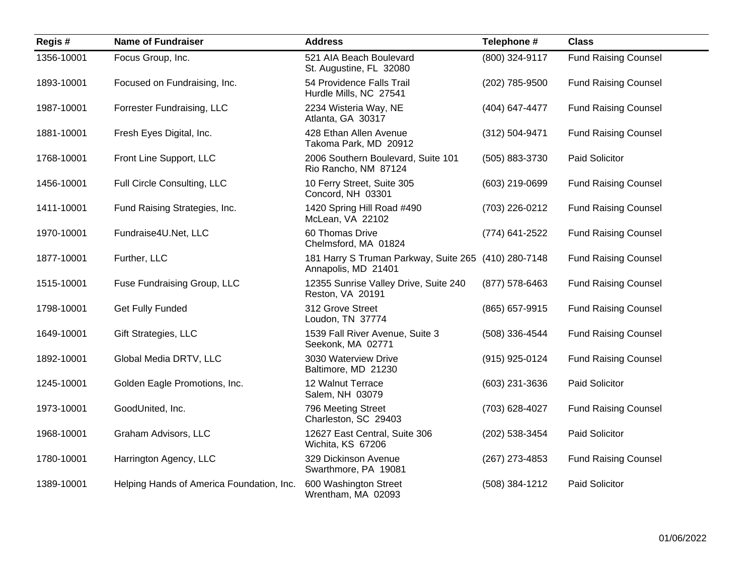| Regis # | Name of Fundraiser | Address | Telephone # | Class |
|---|---|---|---|---|
| 1356-10001 | Focus Group, Inc. | 521 AIA Beach Boulevard<br>St. Augustine, FL 32080 | (800) 324-9117 | Fund Raising Counsel |
| 1893-10001 | Focused on Fundraising, Inc. | 54 Providence Falls Trail<br>Hurdle Mills, NC 27541 | (202) 785-9500 | Fund Raising Counsel |
| 1987-10001 | Forrester Fundraising, LLC | 2234 Wisteria Way, NE<br>Atlanta, GA 30317 | (404) 647-4477 | Fund Raising Counsel |
| 1881-10001 | Fresh Eyes Digital, Inc. | 428 Ethan Allen Avenue<br>Takoma Park, MD 20912 | (312) 504-9471 | Fund Raising Counsel |
| 1768-10001 | Front Line Support, LLC | 2006 Southern Boulevard, Suite 101<br>Rio Rancho, NM 87124 | (505) 883-3730 | Paid Solicitor |
| 1456-10001 | Full Circle Consulting, LLC | 10 Ferry Street, Suite 305<br>Concord, NH 03301 | (603) 219-0699 | Fund Raising Counsel |
| 1411-10001 | Fund Raising Strategies, Inc. | 1420 Spring Hill Road #490<br>McLean, VA 22102 | (703) 226-0212 | Fund Raising Counsel |
| 1970-10001 | Fundraise4U.Net, LLC | 60 Thomas Drive<br>Chelmsford, MA 01824 | (774) 641-2522 | Fund Raising Counsel |
| 1877-10001 | Further, LLC | 181 Harry S Truman Parkway, Suite 265<br>Annapolis, MD 21401 | (410) 280-7148 | Fund Raising Counsel |
| 1515-10001 | Fuse Fundraising Group, LLC | 12355 Sunrise Valley Drive, Suite 240<br>Reston, VA 20191 | (877) 578-6463 | Fund Raising Counsel |
| 1798-10001 | Get Fully Funded | 312 Grove Street<br>Loudon, TN 37774 | (865) 657-9915 | Fund Raising Counsel |
| 1649-10001 | Gift Strategies, LLC | 1539 Fall River Avenue, Suite 3<br>Seekonk, MA 02771 | (508) 336-4544 | Fund Raising Counsel |
| 1892-10001 | Global Media DRTV, LLC | 3030 Waterview Drive<br>Baltimore, MD 21230 | (915) 925-0124 | Fund Raising Counsel |
| 1245-10001 | Golden Eagle Promotions, Inc. | 12 Walnut Terrace<br>Salem, NH 03079 | (603) 231-3636 | Paid Solicitor |
| 1973-10001 | GoodUnited, Inc. | 796 Meeting Street<br>Charleston, SC 29403 | (703) 628-4027 | Fund Raising Counsel |
| 1968-10001 | Graham Advisors, LLC | 12627 East Central, Suite 306<br>Wichita, KS 67206 | (202) 538-3454 | Paid Solicitor |
| 1780-10001 | Harrington Agency, LLC | 329 Dickinson Avenue<br>Swarthmore, PA 19081 | (267) 273-4853 | Fund Raising Counsel |
| 1389-10001 | Helping Hands of America Foundation, Inc. | 600 Washington Street<br>Wrentham, MA 02093 | (508) 384-1212 | Paid Solicitor |

01/06/2022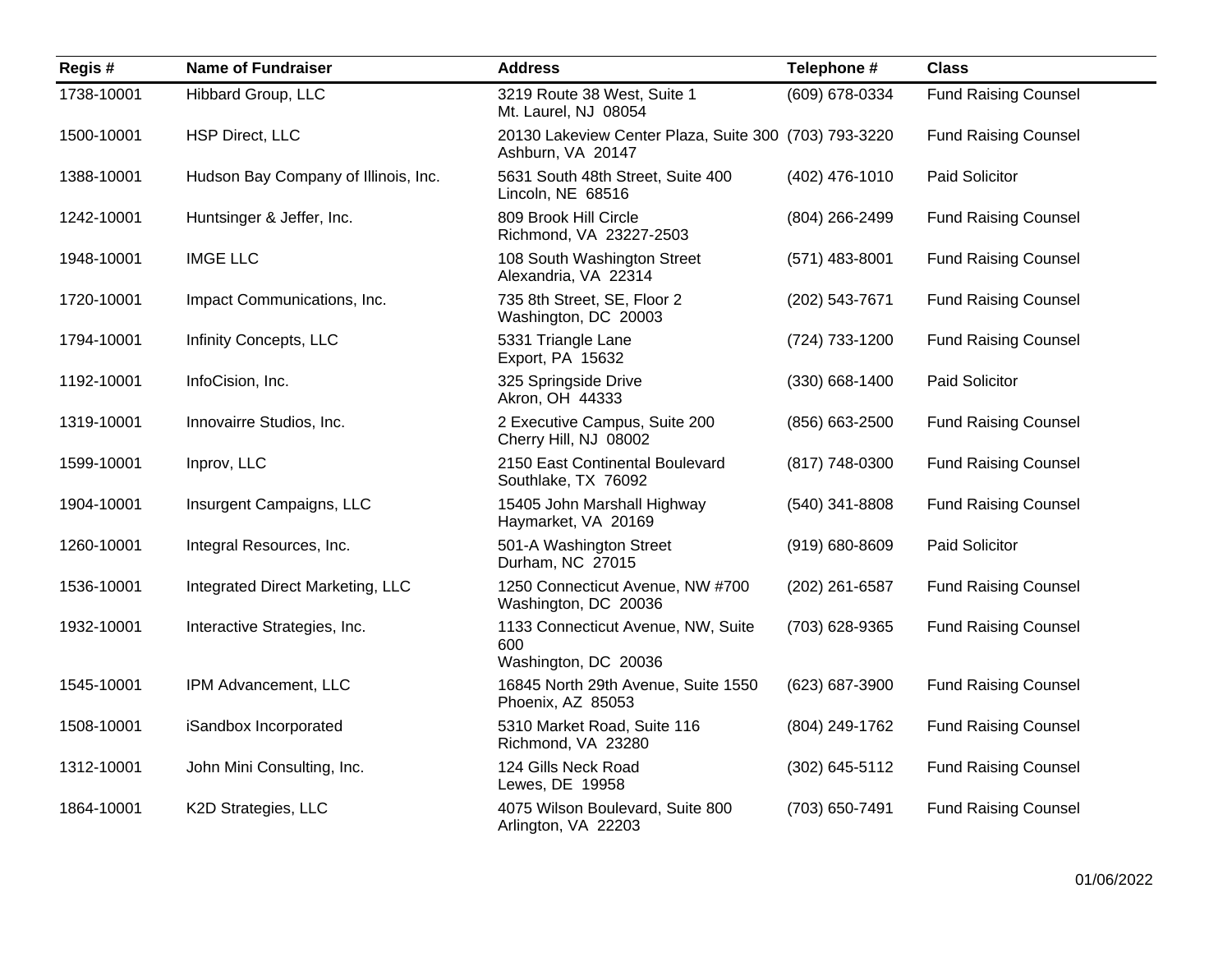| Regis # | Name of Fundraiser | Address | Telephone # | Class |
| --- | --- | --- | --- | --- |
| 1738-10001 | Hibbard Group, LLC | 3219 Route 38 West, Suite 1<br>Mt. Laurel, NJ 08054 | (609) 678-0334 | Fund Raising Counsel |
| 1500-10001 | HSP Direct, LLC | 20130 Lakeview Center Plaza, Suite 300<br>Ashburn, VA 20147 | (703) 793-3220 | Fund Raising Counsel |
| 1388-10001 | Hudson Bay Company of Illinois, Inc. | 5631 South 48th Street, Suite 400<br>Lincoln, NE 68516 | (402) 476-1010 | Paid Solicitor |
| 1242-10001 | Huntsinger & Jeffer, Inc. | 809 Brook Hill Circle<br>Richmond, VA 23227-2503 | (804) 266-2499 | Fund Raising Counsel |
| 1948-10001 | IMGE LLC | 108 South Washington Street<br>Alexandria, VA 22314 | (571) 483-8001 | Fund Raising Counsel |
| 1720-10001 | Impact Communications, Inc. | 735 8th Street, SE, Floor 2<br>Washington, DC 20003 | (202) 543-7671 | Fund Raising Counsel |
| 1794-10001 | Infinity Concepts, LLC | 5331 Triangle Lane<br>Export, PA 15632 | (724) 733-1200 | Fund Raising Counsel |
| 1192-10001 | InfoCision, Inc. | 325 Springside Drive<br>Akron, OH 44333 | (330) 668-1400 | Paid Solicitor |
| 1319-10001 | Innovairre Studios, Inc. | 2 Executive Campus, Suite 200<br>Cherry Hill, NJ 08002 | (856) 663-2500 | Fund Raising Counsel |
| 1599-10001 | Inprov, LLC | 2150 East Continental Boulevard<br>Southlake, TX 76092 | (817) 748-0300 | Fund Raising Counsel |
| 1904-10001 | Insurgent Campaigns, LLC | 15405 John Marshall Highway<br>Haymarket, VA 20169 | (540) 341-8808 | Fund Raising Counsel |
| 1260-10001 | Integral Resources, Inc. | 501-A Washington Street<br>Durham, NC 27015 | (919) 680-8609 | Paid Solicitor |
| 1536-10001 | Integrated Direct Marketing, LLC | 1250 Connecticut Avenue, NW #700<br>Washington, DC 20036 | (202) 261-6587 | Fund Raising Counsel |
| 1932-10001 | Interactive Strategies, Inc. | 1133 Connecticut Avenue, NW, Suite 600<br>Washington, DC 20036 | (703) 628-9365 | Fund Raising Counsel |
| 1545-10001 | IPM Advancement, LLC | 16845 North 29th Avenue, Suite 1550<br>Phoenix, AZ 85053 | (623) 687-3900 | Fund Raising Counsel |
| 1508-10001 | iSandbox Incorporated | 5310 Market Road, Suite 116<br>Richmond, VA 23280 | (804) 249-1762 | Fund Raising Counsel |
| 1312-10001 | John Mini Consulting, Inc. | 124 Gills Neck Road<br>Lewes, DE 19958 | (302) 645-5112 | Fund Raising Counsel |
| 1864-10001 | K2D Strategies, LLC | 4075 Wilson Boulevard, Suite 800<br>Arlington, VA 22203 | (703) 650-7491 | Fund Raising Counsel |

01/06/2022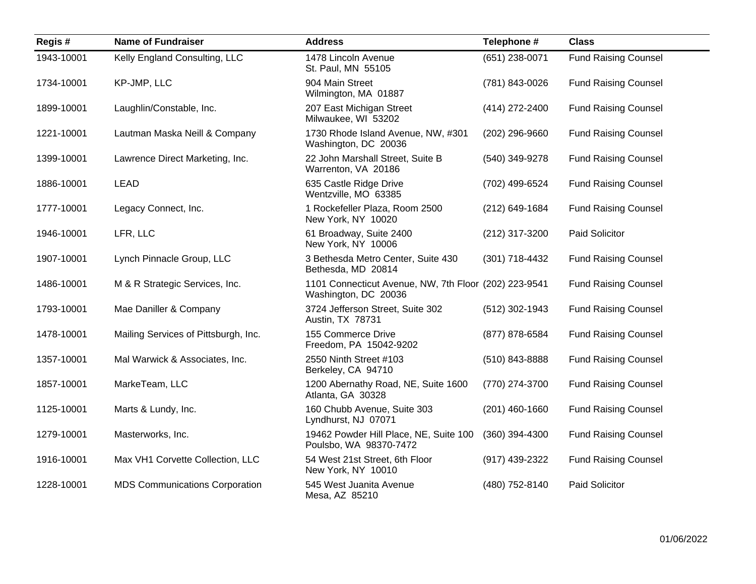| Regis # | Name of Fundraiser | Address | Telephone # | Class |
|---|---|---|---|---|
| 1943-10001 | Kelly England Consulting, LLC | 1478 Lincoln Avenue<br>St. Paul, MN 55105 | (651) 238-0071 | Fund Raising Counsel |
| 1734-10001 | KP-JMP, LLC | 904 Main Street<br>Wilmington, MA 01887 | (781) 843-0026 | Fund Raising Counsel |
| 1899-10001 | Laughlin/Constable, Inc. | 207 East Michigan Street<br>Milwaukee, WI 53202 | (414) 272-2400 | Fund Raising Counsel |
| 1221-10001 | Lautman Maska Neill & Company | 1730 Rhode Island Avenue, NW, #301<br>Washington, DC 20036 | (202) 296-9660 | Fund Raising Counsel |
| 1399-10001 | Lawrence Direct Marketing, Inc. | 22 John Marshall Street, Suite B<br>Warrenton, VA 20186 | (540) 349-9278 | Fund Raising Counsel |
| 1886-10001 | LEAD | 635 Castle Ridge Drive<br>Wentzville, MO 63385 | (702) 499-6524 | Fund Raising Counsel |
| 1777-10001 | Legacy Connect, Inc. | 1 Rockefeller Plaza, Room 2500<br>New York, NY 10020 | (212) 649-1684 | Fund Raising Counsel |
| 1946-10001 | LFR, LLC | 61 Broadway, Suite 2400<br>New York, NY 10006 | (212) 317-3200 | Paid Solicitor |
| 1907-10001 | Lynch Pinnacle Group, LLC | 3 Bethesda Metro Center, Suite 430<br>Bethesda, MD 20814 | (301) 718-4432 | Fund Raising Counsel |
| 1486-10001 | M & R Strategic Services, Inc. | 1101 Connecticut Avenue, NW, 7th Floor<br>Washington, DC 20036 | (202) 223-9541 | Fund Raising Counsel |
| 1793-10001 | Mae Daniller & Company | 3724 Jefferson Street, Suite 302<br>Austin, TX 78731 | (512) 302-1943 | Fund Raising Counsel |
| 1478-10001 | Mailing Services of Pittsburgh, Inc. | 155 Commerce Drive<br>Freedom, PA 15042-9202 | (877) 878-6584 | Fund Raising Counsel |
| 1357-10001 | Mal Warwick & Associates, Inc. | 2550 Ninth Street #103<br>Berkeley, CA 94710 | (510) 843-8888 | Fund Raising Counsel |
| 1857-10001 | MarkeTeam, LLC | 1200 Abernathy Road, NE, Suite 1600<br>Atlanta, GA 30328 | (770) 274-3700 | Fund Raising Counsel |
| 1125-10001 | Marts & Lundy, Inc. | 160 Chubb Avenue, Suite 303<br>Lyndhurst, NJ 07071 | (201) 460-1660 | Fund Raising Counsel |
| 1279-10001 | Masterworks, Inc. | 19462 Powder Hill Place, NE, Suite 100<br>Poulsbo, WA 98370-7472 | (360) 394-4300 | Fund Raising Counsel |
| 1916-10001 | Max VH1 Corvette Collection, LLC | 54 West 21st Street, 6th Floor<br>New York, NY 10010 | (917) 439-2322 | Fund Raising Counsel |
| 1228-10001 | MDS Communications Corporation | 545 West Juanita Avenue<br>Mesa, AZ 85210 | (480) 752-8140 | Paid Solicitor |

01/06/2022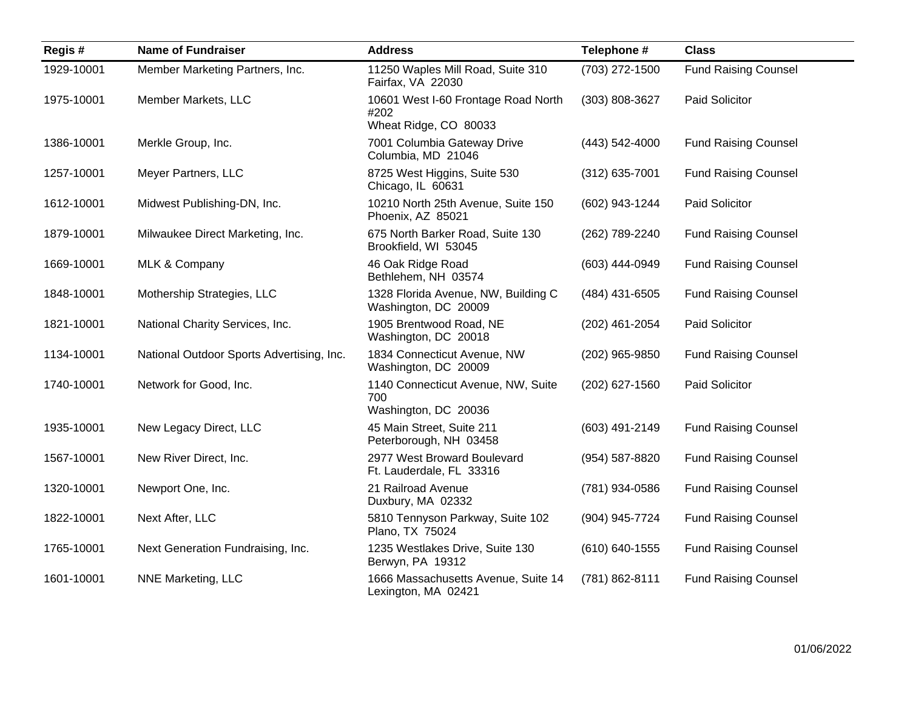| Regis # | Name of Fundraiser | Address | Telephone # | Class |
|---|---|---|---|---|
| 1929-10001 | Member Marketing Partners, Inc. | 11250 Waples Mill Road, Suite 310<br>Fairfax, VA 22030 | (703) 272-1500 | Fund Raising Counsel |
| 1975-10001 | Member Markets, LLC | 10601 West I-60 Frontage Road North #202<br>Wheat Ridge, CO 80033 | (303) 808-3627 | Paid Solicitor |
| 1386-10001 | Merkle Group, Inc. | 7001 Columbia Gateway Drive<br>Columbia, MD 21046 | (443) 542-4000 | Fund Raising Counsel |
| 1257-10001 | Meyer Partners, LLC | 8725 West Higgins, Suite 530<br>Chicago, IL 60631 | (312) 635-7001 | Fund Raising Counsel |
| 1612-10001 | Midwest Publishing-DN, Inc. | 10210 North 25th Avenue, Suite 150<br>Phoenix, AZ 85021 | (602) 943-1244 | Paid Solicitor |
| 1879-10001 | Milwaukee Direct Marketing, Inc. | 675 North Barker Road, Suite 130<br>Brookfield, WI 53045 | (262) 789-2240 | Fund Raising Counsel |
| 1669-10001 | MLK & Company | 46 Oak Ridge Road<br>Bethlehem, NH 03574 | (603) 444-0949 | Fund Raising Counsel |
| 1848-10001 | Mothership Strategies, LLC | 1328 Florida Avenue, NW, Building C<br>Washington, DC 20009 | (484) 431-6505 | Fund Raising Counsel |
| 1821-10001 | National Charity Services, Inc. | 1905 Brentwood Road, NE<br>Washington, DC 20018 | (202) 461-2054 | Paid Solicitor |
| 1134-10001 | National Outdoor Sports Advertising, Inc. | 1834 Connecticut Avenue, NW<br>Washington, DC 20009 | (202) 965-9850 | Fund Raising Counsel |
| 1740-10001 | Network for Good, Inc. | 1140 Connecticut Avenue, NW, Suite 700<br>Washington, DC 20036 | (202) 627-1560 | Paid Solicitor |
| 1935-10001 | New Legacy Direct, LLC | 45 Main Street, Suite 211<br>Peterborough, NH 03458 | (603) 491-2149 | Fund Raising Counsel |
| 1567-10001 | New River Direct, Inc. | 2977 West Broward Boulevard<br>Ft. Lauderdale, FL 33316 | (954) 587-8820 | Fund Raising Counsel |
| 1320-10001 | Newport One, Inc. | 21 Railroad Avenue<br>Duxbury, MA 02332 | (781) 934-0586 | Fund Raising Counsel |
| 1822-10001 | Next After, LLC | 5810 Tennyson Parkway, Suite 102<br>Plano, TX 75024 | (904) 945-7724 | Fund Raising Counsel |
| 1765-10001 | Next Generation Fundraising, Inc. | 1235 Westlakes Drive, Suite 130<br>Berwyn, PA 19312 | (610) 640-1555 | Fund Raising Counsel |
| 1601-10001 | NNE Marketing, LLC | 1666 Massachusetts Avenue, Suite 14<br>Lexington, MA 02421 | (781) 862-8111 | Fund Raising Counsel |

01/06/2022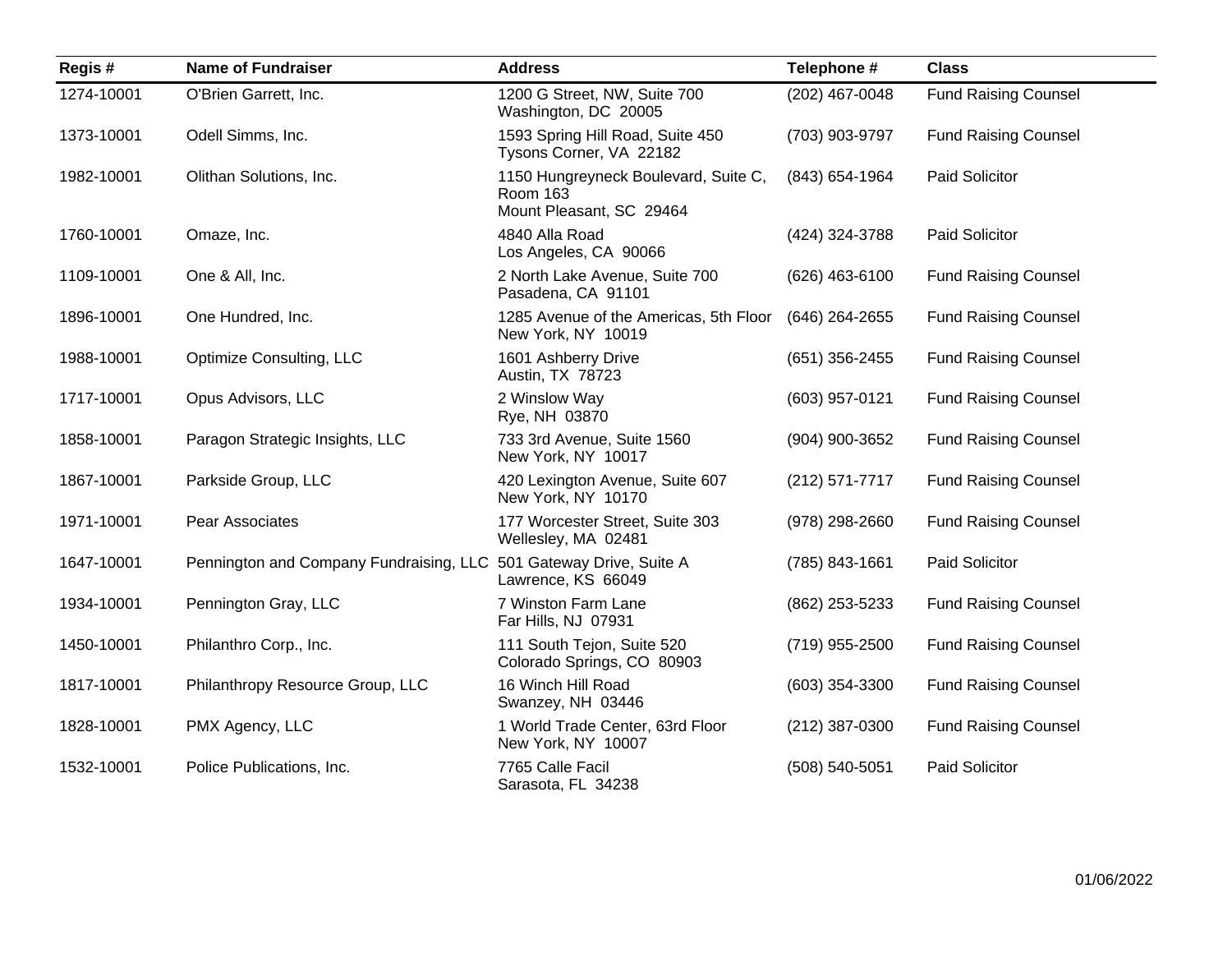| Regis # | Name of Fundraiser | Address | Telephone # | Class |
|---|---|---|---|---|
| 1274-10001 | O'Brien Garrett, Inc. | 1200 G Street, NW, Suite 700<br>Washington, DC 20005 | (202) 467-0048 | Fund Raising Counsel |
| 1373-10001 | Odell Simms, Inc. | 1593 Spring Hill Road, Suite 450<br>Tysons Corner, VA 22182 | (703) 903-9797 | Fund Raising Counsel |
| 1982-10001 | Olithan Solutions, Inc. | 1150 Hungreyneck Boulevard, Suite C, Room 163<br>Mount Pleasant, SC 29464 | (843) 654-1964 | Paid Solicitor |
| 1760-10001 | Omaze, Inc. | 4840 Alla Road<br>Los Angeles, CA 90066 | (424) 324-3788 | Paid Solicitor |
| 1109-10001 | One & All, Inc. | 2 North Lake Avenue, Suite 700<br>Pasadena, CA 91101 | (626) 463-6100 | Fund Raising Counsel |
| 1896-10001 | One Hundred, Inc. | 1285 Avenue of the Americas, 5th Floor<br>New York, NY 10019 | (646) 264-2655 | Fund Raising Counsel |
| 1988-10001 | Optimize Consulting, LLC | 1601 Ashberry Drive<br>Austin, TX 78723 | (651) 356-2455 | Fund Raising Counsel |
| 1717-10001 | Opus Advisors, LLC | 2 Winslow Way<br>Rye, NH 03870 | (603) 957-0121 | Fund Raising Counsel |
| 1858-10001 | Paragon Strategic Insights, LLC | 733 3rd Avenue, Suite 1560<br>New York, NY 10017 | (904) 900-3652 | Fund Raising Counsel |
| 1867-10001 | Parkside Group, LLC | 420 Lexington Avenue, Suite 607<br>New York, NY 10170 | (212) 571-7717 | Fund Raising Counsel |
| 1971-10001 | Pear Associates | 177 Worcester Street, Suite 303<br>Wellesley, MA 02481 | (978) 298-2660 | Fund Raising Counsel |
| 1647-10001 | Pennington and Company Fundraising, LLC | 501 Gateway Drive, Suite A<br>Lawrence, KS 66049 | (785) 843-1661 | Paid Solicitor |
| 1934-10001 | Pennington Gray, LLC | 7 Winston Farm Lane<br>Far Hills, NJ 07931 | (862) 253-5233 | Fund Raising Counsel |
| 1450-10001 | Philanthro Corp., Inc. | 111 South Tejon, Suite 520<br>Colorado Springs, CO 80903 | (719) 955-2500 | Fund Raising Counsel |
| 1817-10001 | Philanthropy Resource Group, LLC | 16 Winch Hill Road<br>Swanzey, NH 03446 | (603) 354-3300 | Fund Raising Counsel |
| 1828-10001 | PMX Agency, LLC | 1 World Trade Center, 63rd Floor<br>New York, NY 10007 | (212) 387-0300 | Fund Raising Counsel |
| 1532-10001 | Police Publications, Inc. | 7765 Calle Facil<br>Sarasota, FL 34238 | (508) 540-5051 | Paid Solicitor |

01/06/2022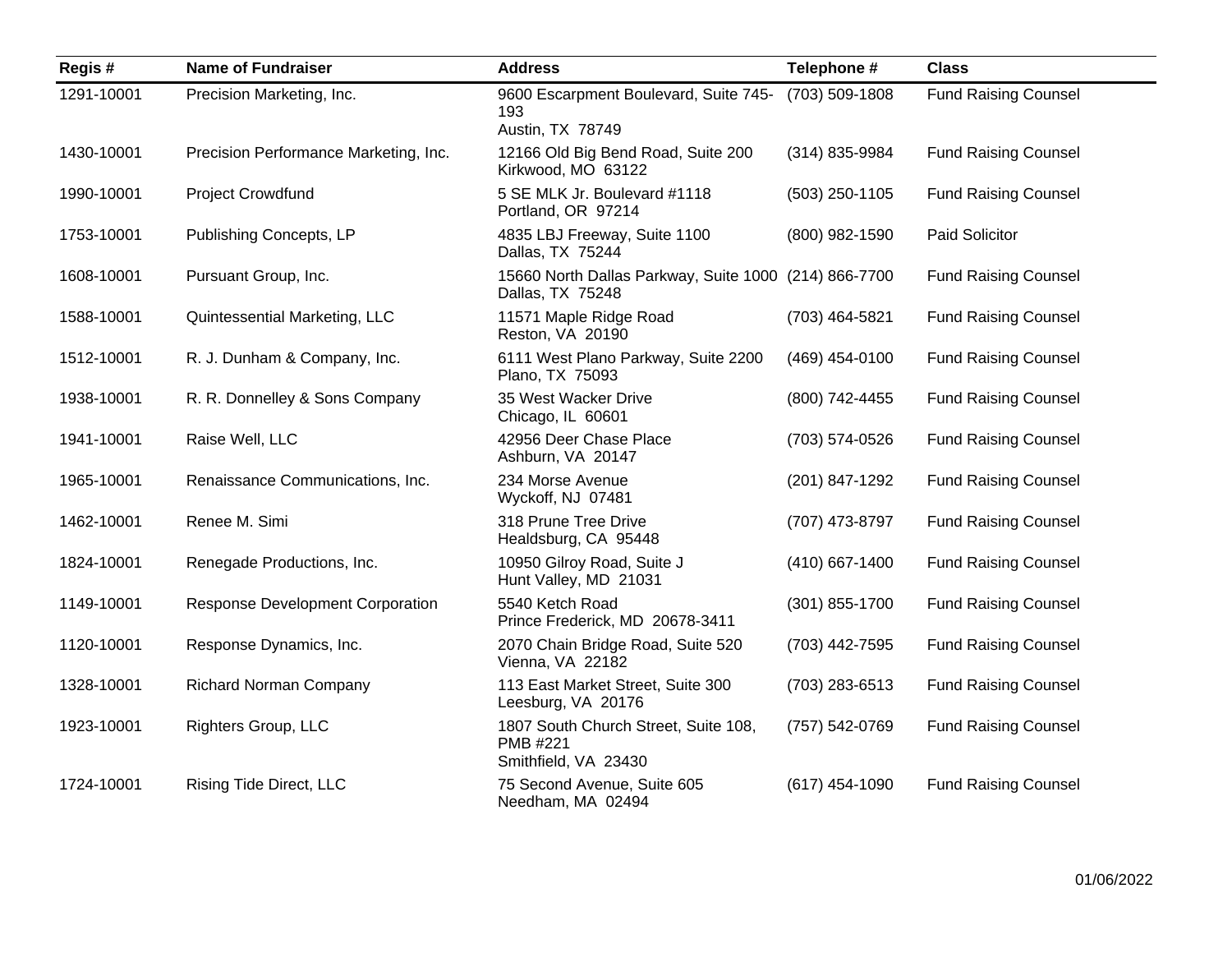| Regis # | Name of Fundraiser | Address | Telephone # | Class |
|---|---|---|---|---|
| 1291-10001 | Precision Marketing, Inc. | 9600 Escarpment Boulevard, Suite 745-193<br>Austin, TX 78749 | (703) 509-1808 | Fund Raising Counsel |
| 1430-10001 | Precision Performance Marketing, Inc. | 12166 Old Big Bend Road, Suite 200<br>Kirkwood, MO 63122 | (314) 835-9984 | Fund Raising Counsel |
| 1990-10001 | Project Crowdfund | 5 SE MLK Jr. Boulevard #1118<br>Portland, OR 97214 | (503) 250-1105 | Fund Raising Counsel |
| 1753-10001 | Publishing Concepts, LP | 4835 LBJ Freeway, Suite 1100<br>Dallas, TX 75244 | (800) 982-1590 | Paid Solicitor |
| 1608-10001 | Pursuant Group, Inc. | 15660 North Dallas Parkway, Suite 1000<br>Dallas, TX 75248 | (214) 866-7700 | Fund Raising Counsel |
| 1588-10001 | Quintessential Marketing, LLC | 11571 Maple Ridge Road<br>Reston, VA 20190 | (703) 464-5821 | Fund Raising Counsel |
| 1512-10001 | R. J. Dunham & Company, Inc. | 6111 West Plano Parkway, Suite 2200<br>Plano, TX 75093 | (469) 454-0100 | Fund Raising Counsel |
| 1938-10001 | R. R. Donnelley & Sons Company | 35 West Wacker Drive<br>Chicago, IL 60601 | (800) 742-4455 | Fund Raising Counsel |
| 1941-10001 | Raise Well, LLC | 42956 Deer Chase Place<br>Ashburn, VA 20147 | (703) 574-0526 | Fund Raising Counsel |
| 1965-10001 | Renaissance Communications, Inc. | 234 Morse Avenue<br>Wyckoff, NJ 07481 | (201) 847-1292 | Fund Raising Counsel |
| 1462-10001 | Renee M. Simi | 318 Prune Tree Drive<br>Healdsburg, CA 95448 | (707) 473-8797 | Fund Raising Counsel |
| 1824-10001 | Renegade Productions, Inc. | 10950 Gilroy Road, Suite J<br>Hunt Valley, MD 21031 | (410) 667-1400 | Fund Raising Counsel |
| 1149-10001 | Response Development Corporation | 5540 Ketch Road<br>Prince Frederick, MD 20678-3411 | (301) 855-1700 | Fund Raising Counsel |
| 1120-10001 | Response Dynamics, Inc. | 2070 Chain Bridge Road, Suite 520<br>Vienna, VA 22182 | (703) 442-7595 | Fund Raising Counsel |
| 1328-10001 | Richard Norman Company | 113 East Market Street, Suite 300<br>Leesburg, VA 20176 | (703) 283-6513 | Fund Raising Counsel |
| 1923-10001 | Righters Group, LLC | 1807 South Church Street, Suite 108, PMB #221<br>Smithfield, VA 23430 | (757) 542-0769 | Fund Raising Counsel |
| 1724-10001 | Rising Tide Direct, LLC | 75 Second Avenue, Suite 605<br>Needham, MA 02494 | (617) 454-1090 | Fund Raising Counsel |

01/06/2022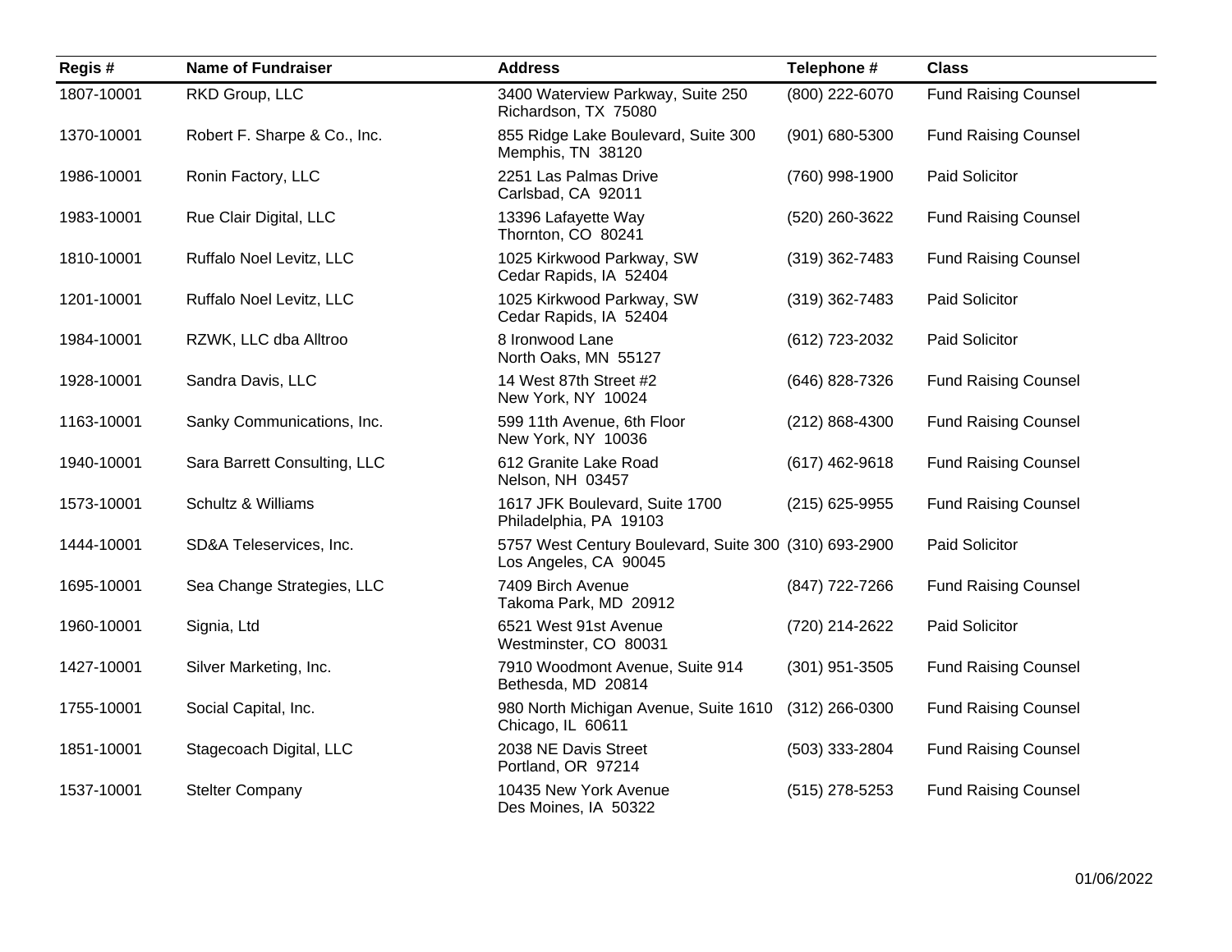| Regis # | Name of Fundraiser | Address | Telephone # | Class |
|---|---|---|---|---|
| 1807-10001 | RKD Group, LLC | 3400 Waterview Parkway, Suite 250<br>Richardson, TX 75080 | (800) 222-6070 | Fund Raising Counsel |
| 1370-10001 | Robert F. Sharpe & Co., Inc. | 855 Ridge Lake Boulevard, Suite 300<br>Memphis, TN 38120 | (901) 680-5300 | Fund Raising Counsel |
| 1986-10001 | Ronin Factory, LLC | 2251 Las Palmas Drive<br>Carlsbad, CA 92011 | (760) 998-1900 | Paid Solicitor |
| 1983-10001 | Rue Clair Digital, LLC | 13396 Lafayette Way<br>Thornton, CO 80241 | (520) 260-3622 | Fund Raising Counsel |
| 1810-10001 | Ruffalo Noel Levitz, LLC | 1025 Kirkwood Parkway, SW<br>Cedar Rapids, IA 52404 | (319) 362-7483 | Fund Raising Counsel |
| 1201-10001 | Ruffalo Noel Levitz, LLC | 1025 Kirkwood Parkway, SW<br>Cedar Rapids, IA 52404 | (319) 362-7483 | Paid Solicitor |
| 1984-10001 | RZWK, LLC dba Alltroo | 8 Ironwood Lane<br>North Oaks, MN 55127 | (612) 723-2032 | Paid Solicitor |
| 1928-10001 | Sandra Davis, LLC | 14 West 87th Street #2<br>New York, NY 10024 | (646) 828-7326 | Fund Raising Counsel |
| 1163-10001 | Sanky Communications, Inc. | 599 11th Avenue, 6th Floor<br>New York, NY 10036 | (212) 868-4300 | Fund Raising Counsel |
| 1940-10001 | Sara Barrett Consulting, LLC | 612 Granite Lake Road<br>Nelson, NH 03457 | (617) 462-9618 | Fund Raising Counsel |
| 1573-10001 | Schultz & Williams | 1617 JFK Boulevard, Suite 1700<br>Philadelphia, PA 19103 | (215) 625-9955 | Fund Raising Counsel |
| 1444-10001 | SD&A Teleservices, Inc. | 5757 West Century Boulevard, Suite 300<br>Los Angeles, CA 90045 | (310) 693-2900 | Paid Solicitor |
| 1695-10001 | Sea Change Strategies, LLC | 7409 Birch Avenue<br>Takoma Park, MD 20912 | (847) 722-7266 | Fund Raising Counsel |
| 1960-10001 | Signia, Ltd | 6521 West 91st Avenue<br>Westminster, CO 80031 | (720) 214-2622 | Paid Solicitor |
| 1427-10001 | Silver Marketing, Inc. | 7910 Woodmont Avenue, Suite 914<br>Bethesda, MD 20814 | (301) 951-3505 | Fund Raising Counsel |
| 1755-10001 | Social Capital, Inc. | 980 North Michigan Avenue, Suite 1610<br>Chicago, IL 60611 | (312) 266-0300 | Fund Raising Counsel |
| 1851-10001 | Stagecoach Digital, LLC | 2038 NE Davis Street<br>Portland, OR 97214 | (503) 333-2804 | Fund Raising Counsel |
| 1537-10001 | Stelter Company | 10435 New York Avenue<br>Des Moines, IA 50322 | (515) 278-5253 | Fund Raising Counsel |

01/06/2022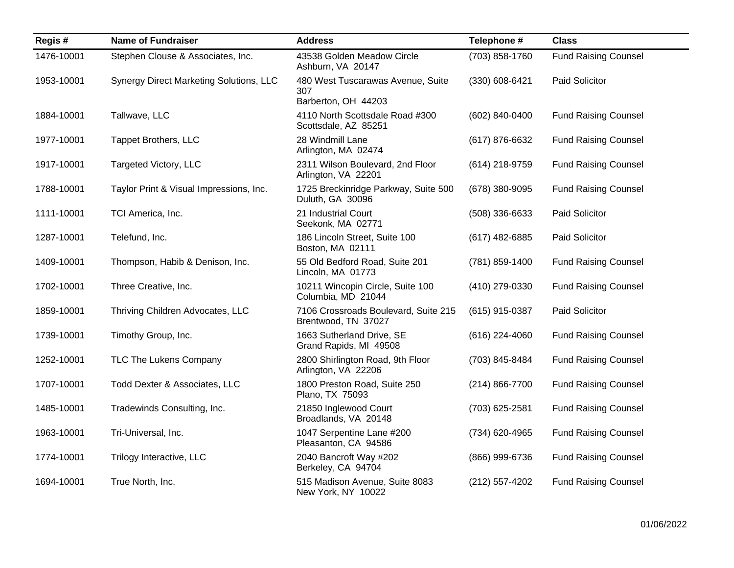| Regis # | Name of Fundraiser | Address | Telephone # | Class |
| --- | --- | --- | --- | --- |
| 1476-10001 | Stephen Clouse & Associates, Inc. | 43538 Golden Meadow Circle<br>Ashburn, VA 20147 | (703) 858-1760 | Fund Raising Counsel |
| 1953-10001 | Synergy Direct Marketing Solutions, LLC | 480 West Tuscarawas Avenue, Suite 307<br>Barberton, OH 44203 | (330) 608-6421 | Paid Solicitor |
| 1884-10001 | Tallwave, LLC | 4110 North Scottsdale Road #300<br>Scottsdale, AZ 85251 | (602) 840-0400 | Fund Raising Counsel |
| 1977-10001 | Tappet Brothers, LLC | 28 Windmill Lane<br>Arlington, MA 02474 | (617) 876-6632 | Fund Raising Counsel |
| 1917-10001 | Targeted Victory, LLC | 2311 Wilson Boulevard, 2nd Floor<br>Arlington, VA 22201 | (614) 218-9759 | Fund Raising Counsel |
| 1788-10001 | Taylor Print & Visual Impressions, Inc. | 1725 Breckinridge Parkway, Suite 500<br>Duluth, GA 30096 | (678) 380-9095 | Fund Raising Counsel |
| 1111-10001 | TCI America, Inc. | 21 Industrial Court<br>Seekonk, MA 02771 | (508) 336-6633 | Paid Solicitor |
| 1287-10001 | Telefund, Inc. | 186 Lincoln Street, Suite 100<br>Boston, MA 02111 | (617) 482-6885 | Paid Solicitor |
| 1409-10001 | Thompson, Habib & Denison, Inc. | 55 Old Bedford Road, Suite 201<br>Lincoln, MA 01773 | (781) 859-1400 | Fund Raising Counsel |
| 1702-10001 | Three Creative, Inc. | 10211 Wincopin Circle, Suite 100<br>Columbia, MD 21044 | (410) 279-0330 | Fund Raising Counsel |
| 1859-10001 | Thriving Children Advocates, LLC | 7106 Crossroads Boulevard, Suite 215<br>Brentwood, TN 37027 | (615) 915-0387 | Paid Solicitor |
| 1739-10001 | Timothy Group, Inc. | 1663 Sutherland Drive, SE<br>Grand Rapids, MI 49508 | (616) 224-4060 | Fund Raising Counsel |
| 1252-10001 | TLC The Lukens Company | 2800 Shirlington Road, 9th Floor<br>Arlington, VA 22206 | (703) 845-8484 | Fund Raising Counsel |
| 1707-10001 | Todd Dexter & Associates, LLC | 1800 Preston Road, Suite 250<br>Plano, TX 75093 | (214) 866-7700 | Fund Raising Counsel |
| 1485-10001 | Tradewinds Consulting, Inc. | 21850 Inglewood Court<br>Broadlands, VA 20148 | (703) 625-2581 | Fund Raising Counsel |
| 1963-10001 | Tri-Universal, Inc. | 1047 Serpentine Lane #200<br>Pleasanton, CA 94586 | (734) 620-4965 | Fund Raising Counsel |
| 1774-10001 | Trilogy Interactive, LLC | 2040 Bancroft Way #202<br>Berkeley, CA 94704 | (866) 999-6736 | Fund Raising Counsel |
| 1694-10001 | True North, Inc. | 515 Madison Avenue, Suite 8083<br>New York, NY 10022 | (212) 557-4202 | Fund Raising Counsel |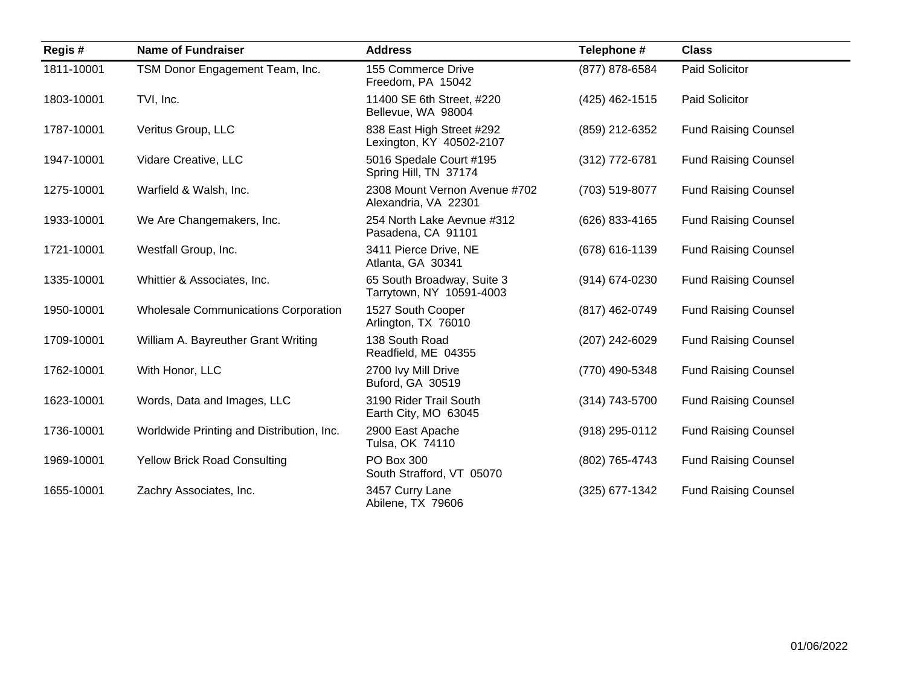| Regis # | Name of Fundraiser | Address | Telephone # | Class |
|---|---|---|---|---|
| 1811-10001 | TSM Donor Engagement Team, Inc. | 155 Commerce Drive<br>Freedom, PA 15042 | (877) 878-6584 | Paid Solicitor |
| 1803-10001 | TVI, Inc. | 11400 SE 6th Street, #220<br>Bellevue, WA 98004 | (425) 462-1515 | Paid Solicitor |
| 1787-10001 | Veritus Group, LLC | 838 East High Street #292<br>Lexington, KY 40502-2107 | (859) 212-6352 | Fund Raising Counsel |
| 1947-10001 | Vidare Creative, LLC | 5016 Spedale Court #195<br>Spring Hill, TN 37174 | (312) 772-6781 | Fund Raising Counsel |
| 1275-10001 | Warfield & Walsh, Inc. | 2308 Mount Vernon Avenue #702<br>Alexandria, VA 22301 | (703) 519-8077 | Fund Raising Counsel |
| 1933-10001 | We Are Changemakers, Inc. | 254 North Lake Aevnue #312<br>Pasadena, CA 91101 | (626) 833-4165 | Fund Raising Counsel |
| 1721-10001 | Westfall Group, Inc. | 3411 Pierce Drive, NE<br>Atlanta, GA 30341 | (678) 616-1139 | Fund Raising Counsel |
| 1335-10001 | Whittier & Associates, Inc. | 65 South Broadway, Suite 3<br>Tarrytown, NY 10591-4003 | (914) 674-0230 | Fund Raising Counsel |
| 1950-10001 | Wholesale Communications Corporation | 1527 South Cooper<br>Arlington, TX 76010 | (817) 462-0749 | Fund Raising Counsel |
| 1709-10001 | William A. Bayreuther Grant Writing | 138 South Road<br>Readfield, ME 04355 | (207) 242-6029 | Fund Raising Counsel |
| 1762-10001 | With Honor, LLC | 2700 Ivy Mill Drive<br>Buford, GA 30519 | (770) 490-5348 | Fund Raising Counsel |
| 1623-10001 | Words, Data and Images, LLC | 3190 Rider Trail South<br>Earth City, MO 63045 | (314) 743-5700 | Fund Raising Counsel |
| 1736-10001 | Worldwide Printing and Distribution, Inc. | 2900 East Apache<br>Tulsa, OK 74110 | (918) 295-0112 | Fund Raising Counsel |
| 1969-10001 | Yellow Brick Road Consulting | PO Box 300<br>South Strafford, VT 05070 | (802) 765-4743 | Fund Raising Counsel |
| 1655-10001 | Zachry Associates, Inc. | 3457 Curry Lane<br>Abilene, TX 79606 | (325) 677-1342 | Fund Raising Counsel |

01/06/2022